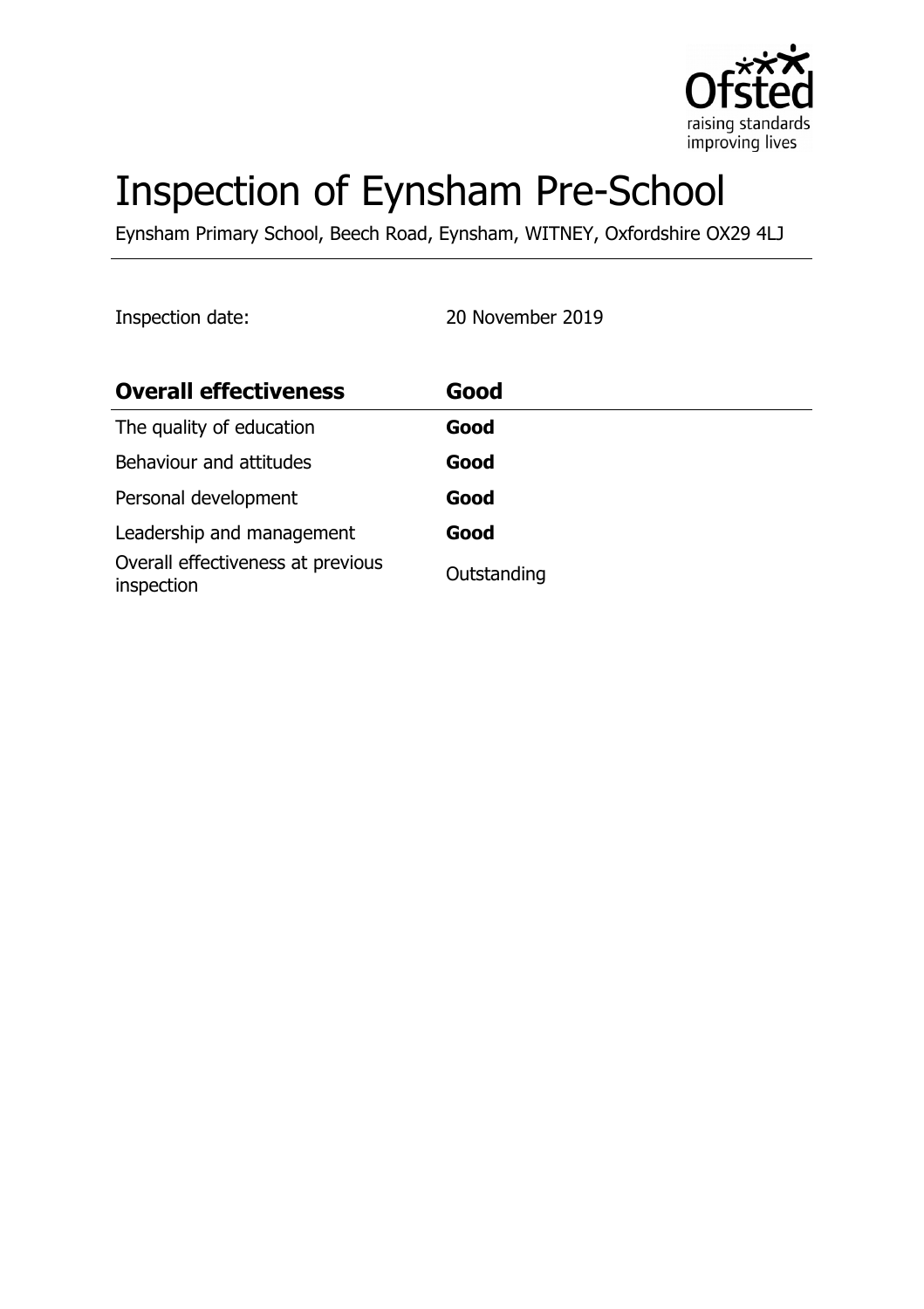# Inspection of Eynsham Pre-School

Eynsham Primary School, Beech Road, Eynsham, WITNEY, Oxfordshire OX29 4LJ

Inspection date: 20 November 2019

| **Overall effectiveness** | **Good** |
| --- | --- |
| The quality of education | **Good** |
| Behaviour and attitudes | **Good** |
| Personal development | **Good** |
| Leadership and management | **Good** |
| Overall effectiveness at previous inspection | Outstanding |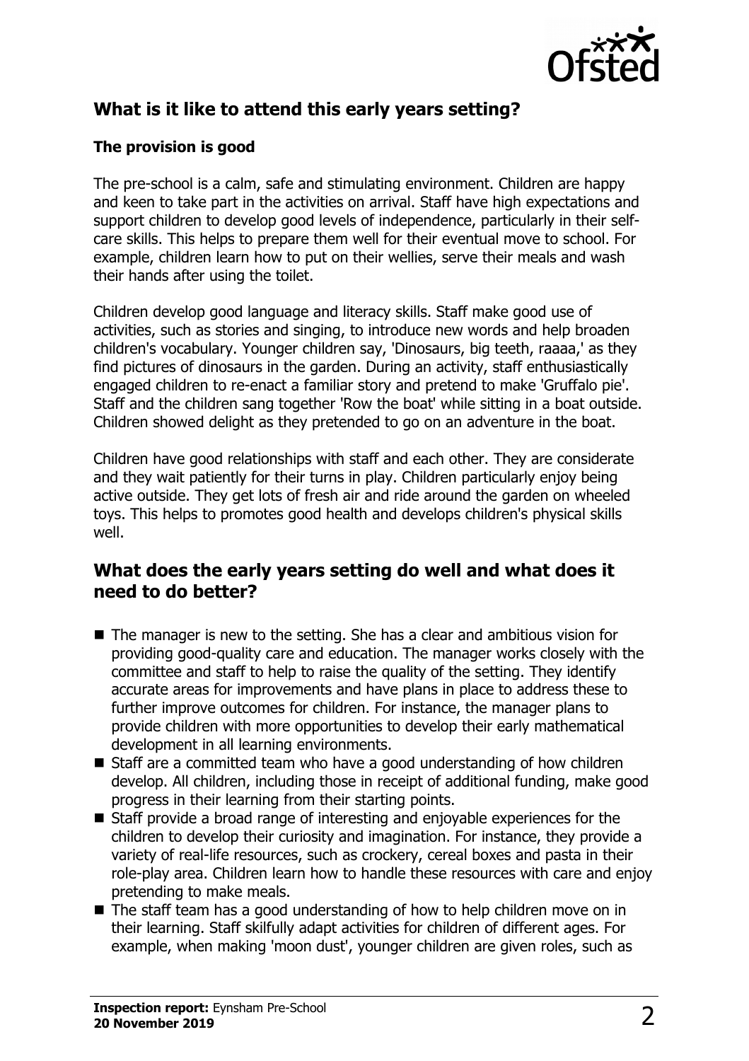## What is it like to attend this early years setting?

### The provision is good

The pre-school is a calm, safe and stimulating environment. Children are happy and keen to take part in the activities on arrival. Staff have high expectations and support children to develop good levels of independence, particularly in their self-care skills. This helps to prepare them well for their eventual move to school. For example, children learn how to put on their wellies, serve their meals and wash their hands after using the toilet.

Children develop good language and literacy skills. Staff make good use of activities, such as stories and singing, to introduce new words and help broaden children's vocabulary. Younger children say, 'Dinosaurs, big teeth, raaaa,' as they find pictures of dinosaurs in the garden. During an activity, staff enthusiastically engaged children to re-enact a familiar story and pretend to make 'Gruffalo pie'. Staff and the children sang together 'Row the boat' while sitting in a boat outside. Children showed delight as they pretended to go on an adventure in the boat.

Children have good relationships with staff and each other. They are considerate and they wait patiently for their turns in play. Children particularly enjoy being active outside. They get lots of fresh air and ride around the garden on wheeled toys. This helps to promotes good health and develops children's physical skills well.

## What does the early years setting do well and what does it need to do better?

- The manager is new to the setting. She has a clear and ambitious vision for providing good-quality care and education. The manager works closely with the committee and staff to help to raise the quality of the setting. They identify accurate areas for improvements and have plans in place to address these to further improve outcomes for children. For instance, the manager plans to provide children with more opportunities to develop their early mathematical development in all learning environments.
- Staff are a committed team who have a good understanding of how children develop. All children, including those in receipt of additional funding, make good progress in their learning from their starting points.
- Staff provide a broad range of interesting and enjoyable experiences for the children to develop their curiosity and imagination. For instance, they provide a variety of real-life resources, such as crockery, cereal boxes and pasta in their role-play area. Children learn how to handle these resources with care and enjoy pretending to make meals.
- The staff team has a good understanding of how to help children move on in their learning. Staff skilfully adapt activities for children of different ages. For example, when making 'moon dust', younger children are given roles, such as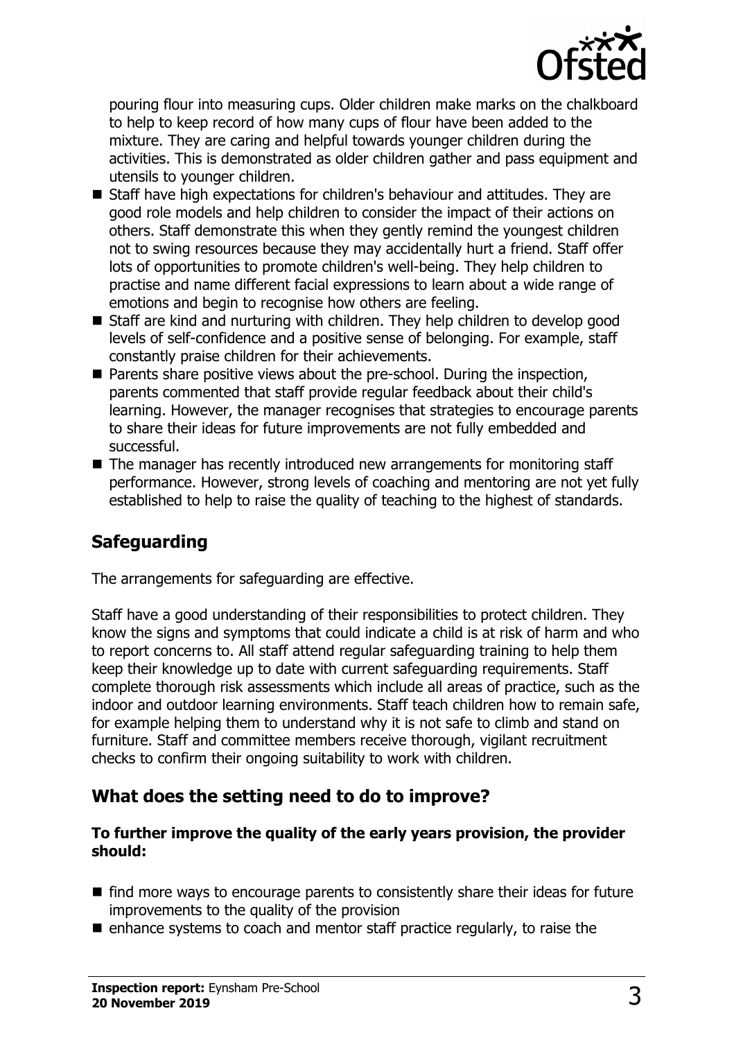pouring flour into measuring cups. Older children make marks on the chalkboard to help to keep record of how many cups of flour have been added to the mixture. They are caring and helpful towards younger children during the activities. This is demonstrated as older children gather and pass equipment and utensils to younger children.

- Staff have high expectations for children's behaviour and attitudes. They are good role models and help children to consider the impact of their actions on others. Staff demonstrate this when they gently remind the youngest children not to swing resources because they may accidentally hurt a friend. Staff offer lots of opportunities to promote children's well-being. They help children to practise and name different facial expressions to learn about a wide range of emotions and begin to recognise how others are feeling.
- Staff are kind and nurturing with children. They help children to develop good levels of self-confidence and a positive sense of belonging. For example, staff constantly praise children for their achievements.
- Parents share positive views about the pre-school. During the inspection, parents commented that staff provide regular feedback about their child's learning. However, the manager recognises that strategies to encourage parents to share their ideas for future improvements are not fully embedded and successful.
- The manager has recently introduced new arrangements for monitoring staff performance. However, strong levels of coaching and mentoring are not yet fully established to help to raise the quality of teaching to the highest of standards.

## Safeguarding

The arrangements for safeguarding are effective.

Staff have a good understanding of their responsibilities to protect children. They know the signs and symptoms that could indicate a child is at risk of harm and who to report concerns to. All staff attend regular safeguarding training to help them keep their knowledge up to date with current safeguarding requirements. Staff complete thorough risk assessments which include all areas of practice, such as the indoor and outdoor learning environments. Staff teach children how to remain safe, for example helping them to understand why it is not safe to climb and stand on furniture. Staff and committee members receive thorough, vigilant recruitment checks to confirm their ongoing suitability to work with children.

## What does the setting need to do to improve?

**To further improve the quality of the early years provision, the provider should:**

- find more ways to encourage parents to consistently share their ideas for future improvements to the quality of the provision
- enhance systems to coach and mentor staff practice regularly, to raise the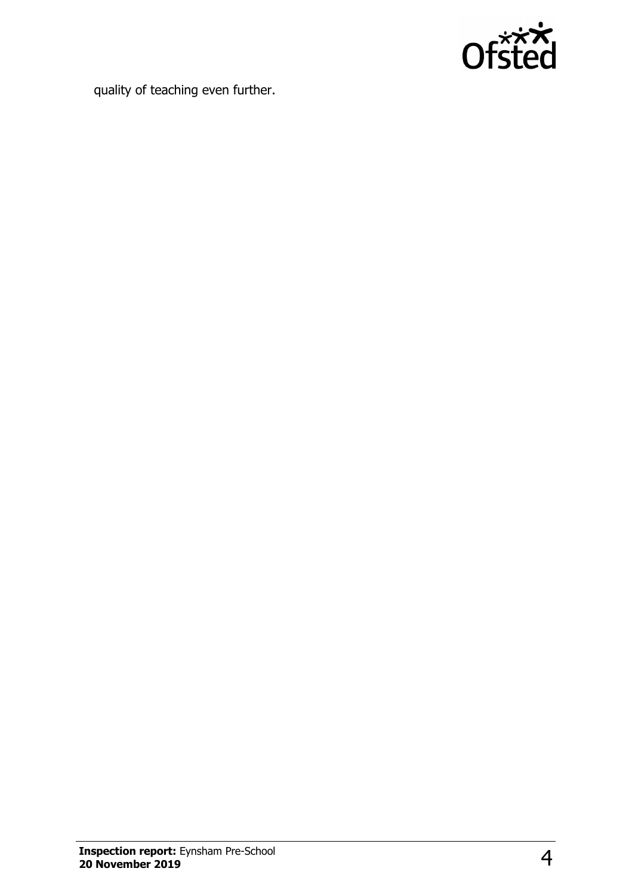quality of teaching even further.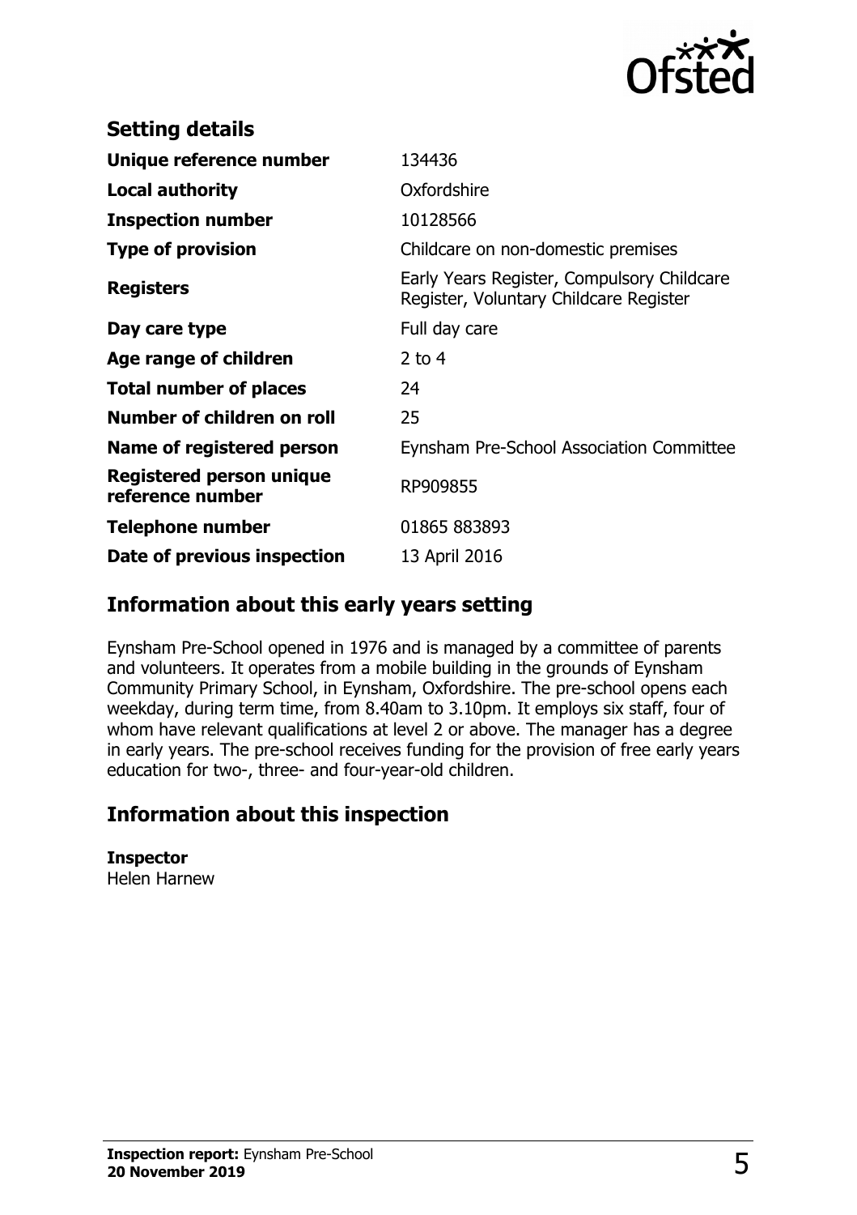## Setting details

| | |
|---|---|
| **Unique reference number** | 134436 |
| **Local authority** | Oxfordshire |
| **Inspection number** | 10128566 |
| **Type of provision** | Childcare on non-domestic premises |
| **Registers** | Early Years Register, Compulsory Childcare Register, Voluntary Childcare Register |
| **Day care type** | Full day care |
| **Age range of children** | 2 to 4 |
| **Total number of places** | 24 |
| **Number of children on roll** | 25 |
| **Name of registered person** | Eynsham Pre-School Association Committee |
| **Registered person unique reference number** | RP909855 |
| **Telephone number** | 01865 883893 |
| **Date of previous inspection** | 13 April 2016 |

## Information about this early years setting

Eynsham Pre-School opened in 1976 and is managed by a committee of parents and volunteers. It operates from a mobile building in the grounds of Eynsham Community Primary School, in Eynsham, Oxfordshire. The pre-school opens each weekday, during term time, from 8.40am to 3.10pm. It employs six staff, four of whom have relevant qualifications at level 2 or above. The manager has a degree in early years. The pre-school receives funding for the provision of free early years education for two-, three- and four-year-old children.

## Information about this inspection

**Inspector**
Helen Harnew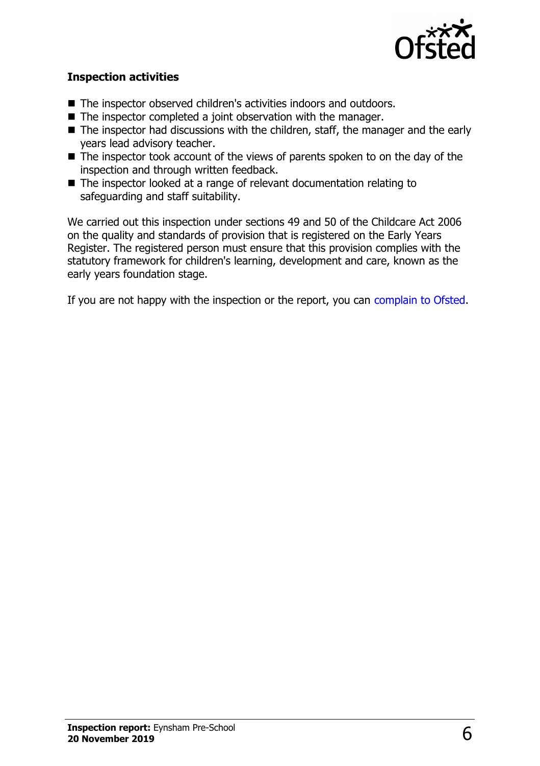### Inspection activities

- The inspector observed children's activities indoors and outdoors.
- The inspector completed a joint observation with the manager.
- The inspector had discussions with the children, staff, the manager and the early years lead advisory teacher.
- The inspector took account of the views of parents spoken to on the day of the inspection and through written feedback.
- The inspector looked at a range of relevant documentation relating to safeguarding and staff suitability.

We carried out this inspection under sections 49 and 50 of the Childcare Act 2006 on the quality and standards of provision that is registered on the Early Years Register. The registered person must ensure that this provision complies with the statutory framework for children's learning, development and care, known as the early years foundation stage.

If you are not happy with the inspection or the report, you can complain to Ofsted.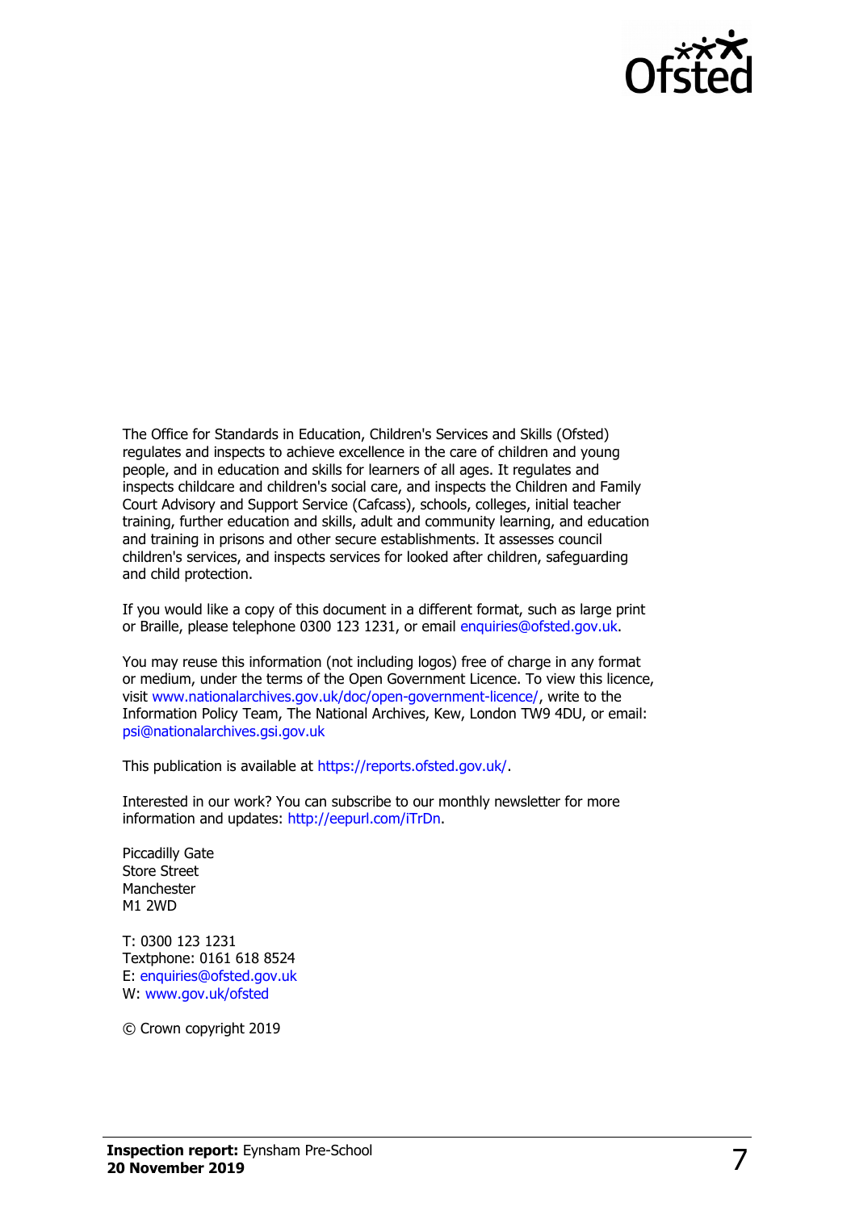The Office for Standards in Education, Children's Services and Skills (Ofsted) regulates and inspects to achieve excellence in the care of children and young people, and in education and skills for learners of all ages. It regulates and inspects childcare and children's social care, and inspects the Children and Family Court Advisory and Support Service (Cafcass), schools, colleges, initial teacher training, further education and skills, adult and community learning, and education and training in prisons and other secure establishments. It assesses council children's services, and inspects services for looked after children, safeguarding and child protection.

If you would like a copy of this document in a different format, such as large print or Braille, please telephone 0300 123 1231, or email enquiries@ofsted.gov.uk.

You may reuse this information (not including logos) free of charge in any format or medium, under the terms of the Open Government Licence. To view this licence, visit www.nationalarchives.gov.uk/doc/open-government-licence/, write to the Information Policy Team, The National Archives, Kew, London TW9 4DU, or email: psi@nationalarchives.gsi.gov.uk

This publication is available at https://reports.ofsted.gov.uk/.

Interested in our work? You can subscribe to our monthly newsletter for more information and updates: http://eepurl.com/iTrDn.

Piccadilly Gate
Store Street
Manchester
M1 2WD

T: 0300 123 1231
Textphone: 0161 618 8524
E: enquiries@ofsted.gov.uk
W: www.gov.uk/ofsted

© Crown copyright 2019